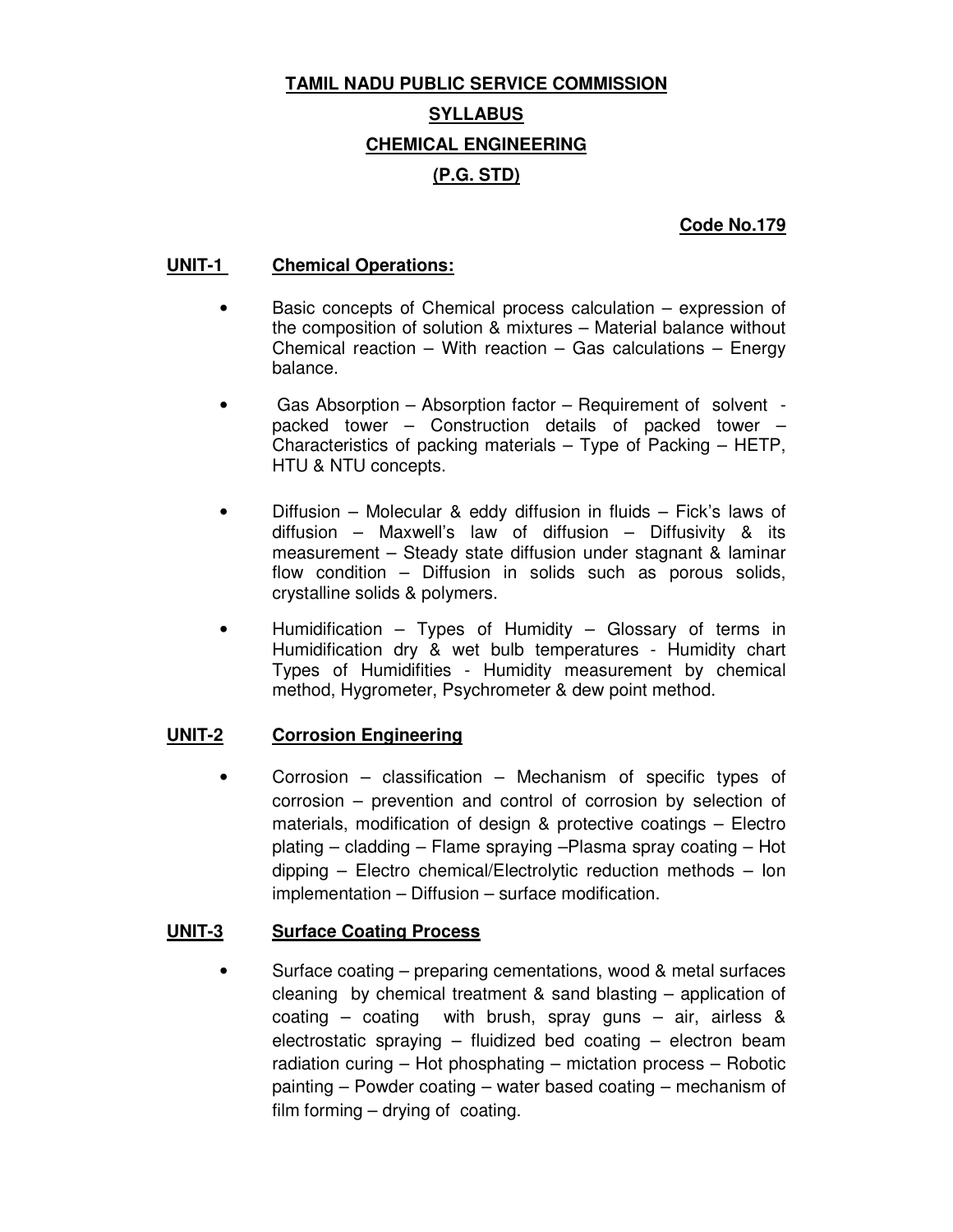# TAMIL NADU PUBLIC SERVICE COMMISSION

## SYLLABUS

## CHEMICAL ENGINEERING

## (P.G. STD)

**Code No.179**

### UNIT-1 Chemical Operations:

- Basic concepts of Chemical process calculation – expression of the composition of solution & mixtures – Material balance without Chemical reaction – With reaction – Gas calculations – Energy balance.
- Gas Absorption – Absorption factor – Requirement of solvent - packed tower – Construction details of packed tower – Characteristics of packing materials – Type of Packing – HETP, HTU & NTU concepts.
- Diffusion – Molecular & eddy diffusion in fluids – Fick's laws of diffusion – Maxwell's law of diffusion – Diffusivity & its measurement – Steady state diffusion under stagnant & laminar flow condition – Diffusion in solids such as porous solids, crystalline solids & polymers.
- Humidification – Types of Humidity – Glossary of terms in Humidification dry & wet bulb temperatures - Humidity chart Types of Humidifities - Humidity measurement by chemical method, Hygrometer, Psychrometer & dew point method.

### UNIT-2 Corrosion Engineering

- Corrosion – classification – Mechanism of specific types of corrosion – prevention and control of corrosion by selection of materials, modification of design & protective coatings – Electro plating – cladding – Flame spraying –Plasma spray coating – Hot dipping – Electro chemical/Electrolytic reduction methods – Ion implementation – Diffusion – surface modification.

### UNIT-3 Surface Coating Process

- Surface coating – preparing cementations, wood & metal surfaces cleaning by chemical treatment & sand blasting – application of coating – coating with brush, spray guns – air, airless & electrostatic spraying – fluidized bed coating – electron beam radiation curing – Hot phosphating – mictation process – Robotic painting – Powder coating – water based coating – mechanism of film forming – drying of coating.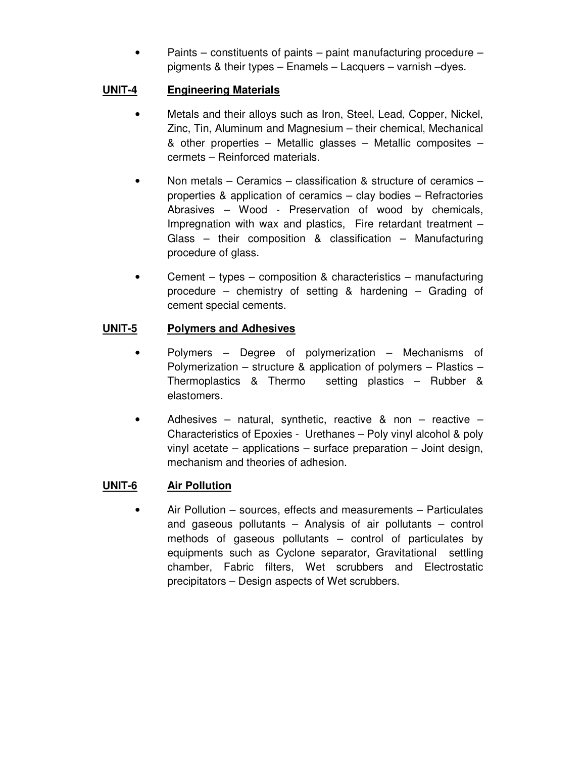- Paints – constituents of paints – paint manufacturing procedure – pigments & their types – Enamels – Lacquers – varnish –dyes.

## UNIT-4 Engineering Materials

- Metals and their alloys such as Iron, Steel, Lead, Copper, Nickel, Zinc, Tin, Aluminum and Magnesium – their chemical, Mechanical & other properties – Metallic glasses – Metallic composites – cermets – Reinforced materials.

- Non metals – Ceramics – classification & structure of ceramics – properties & application of ceramics – clay bodies – Refractories Abrasives – Wood - Preservation of wood by chemicals, Impregnation with wax and plastics, Fire retardant treatment – Glass – their composition & classification – Manufacturing procedure of glass.

- Cement – types – composition & characteristics – manufacturing procedure – chemistry of setting & hardening – Grading of cement special cements.

## UNIT-5 Polymers and Adhesives

- Polymers – Degree of polymerization – Mechanisms of Polymerization – structure & application of polymers – Plastics – Thermoplastics & Thermo setting plastics – Rubber & elastomers.

- Adhesives – natural, synthetic, reactive & non – reactive – Characteristics of Epoxies - Urethanes – Poly vinyl alcohol & poly vinyl acetate – applications – surface preparation – Joint design, mechanism and theories of adhesion.

## UNIT-6 Air Pollution

- Air Pollution – sources, effects and measurements – Particulates and gaseous pollutants – Analysis of air pollutants – control methods of gaseous pollutants – control of particulates by equipments such as Cyclone separator, Gravitational settling chamber, Fabric filters, Wet scrubbers and Electrostatic precipitators – Design aspects of Wet scrubbers.